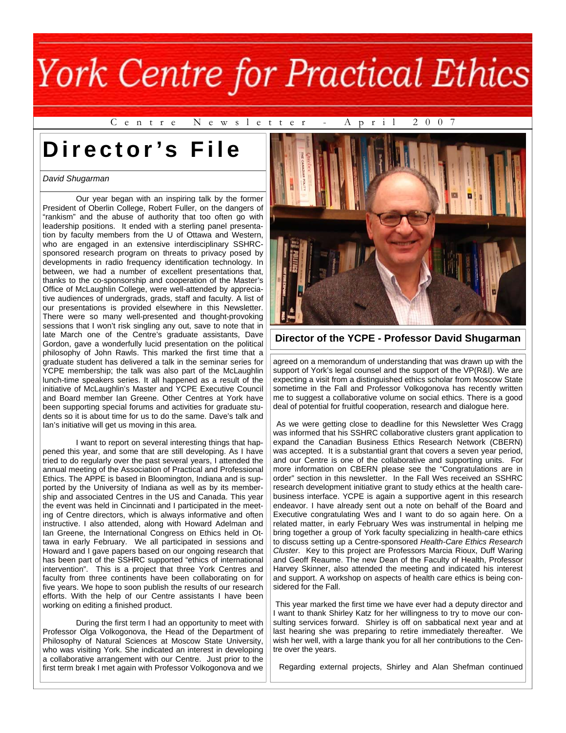# York Centre for Practical Ethics

Centre Newsletter - April 2007

## Director's File

*David Shugarman*

Our year began with an inspiring talk by the former President of Oberlin College, Robert Fuller, on the dangers of "rankism" and the abuse of authority that too often go with leadership positions. It ended with a sterling panel presentation by faculty members from the U of Ottawa and Western, who are engaged in an extensive interdisciplinary SSHRC-sponsored research program on threats to privacy posed by developments in radio frequency identification technology. In between, we had a number of excellent presentations that, thanks to the co-sponsorship and cooperation of the Master's Office of McLaughlin College, were well-attended by appreciative audiences of undergrads, grads, staff and faculty. A list of our presentations is provided elsewhere in this Newsletter. There were so many well-presented and thought-provoking sessions that I won't risk singling any out, save to note that in late March one of the Centre's graduate assistants, Dave Gordon, gave a wonderfully lucid presentation on the political philosophy of John Rawls. This marked the first time that a graduate student has delivered a talk in the seminar series for YCPE membership; the talk was also part of the McLaughlin lunch-time speakers series. It all happened as a result of the initiative of McLaughlin's Master and YCPE Executive Council and Board member Ian Greene. Other Centres at York have been supporting special forums and activities for graduate students so it is about time for us to do the same. Dave's talk and Ian's initiative will get us moving in this area.

I want to report on several interesting things that happened this year, and some that are still developing. As I have tried to do regularly over the past several years, I attended the annual meeting of the Association of Practical and Professional Ethics. The APPE is based in Bloomington, Indiana and is supported by the University of Indiana as well as by its membership and associated Centres in the US and Canada. This year the event was held in Cincinnati and I participated in the meeting of Centre directors, which is always informative and often instructive. I also attended, along with Howard Adelman and Ian Greene, the International Congress on Ethics held in Ottawa in early February. We all participated in sessions and Howard and I gave papers based on our ongoing research that has been part of the SSHRC supported "ethics of international intervention". This is a project that three York Centres and faculty from three continents have been collaborating on for five years. We hope to soon publish the results of our research efforts. With the help of our Centre assistants I have been working on editing a finished product.

During the first term I had an opportunity to meet with Professor Olga Volkogonova, the Head of the Department of Philosophy of Natural Sciences at Moscow State University, who was visiting York. She indicated an interest in developing a collaborative arrangement with our Centre. Just prior to the first term break I met again with Professor Volkogonova and we agreed on a memorandum of understanding that was drawn up with the support of York's legal counsel and the support of the VP(R&I). We are expecting a visit from a distinguished ethics scholar from Moscow State sometime in the Fall and Professor Volkogonova has recently written me to suggest a collaborative volume on social ethics. There is a good deal of potential for fruitful cooperation, research and dialogue here.

**Director of the YCPE - Professor David Shugarman**

As we were getting close to deadline for this Newsletter Wes Cragg was informed that his SSHRC collaborative clusters grant application to expand the Canadian Business Ethics Research Network (CBERN) was accepted. It is a substantial grant that covers a seven year period, and our Centre is one of the collaborative and supporting units. For more information on CBERN please see the "Congratulations are in order" section in this newsletter. In the Fall Wes received an SSHRC research development initiative grant to study ethics at the health care-business interface. YCPE is again a supportive agent in this research endeavor. I have already sent out a note on behalf of the Board and Executive congratulating Wes and I want to do so again here. On a related matter, in early February Wes was instrumental in helping me bring together a group of York faculty specializing in health-care ethics to discuss setting up a Centre-sponsored *Health-Care Ethics Research Cluster*. Key to this project are Professors Marcia Rioux, Duff Waring and Geoff Reaume. The new Dean of the Faculty of Health, Professor Harvey Skinner, also attended the meeting and indicated his interest and support. A workshop on aspects of health care ethics is being considered for the Fall.

This year marked the first time we have ever had a deputy director and I want to thank Shirley Katz for her willingness to try to move our consulting services forward. Shirley is off on sabbatical next year and at last hearing she was preparing to retire immediately thereafter. We wish her well, with a large thank you for all her contributions to the Centre over the years.

Regarding external projects, Shirley and Alan Shefman continued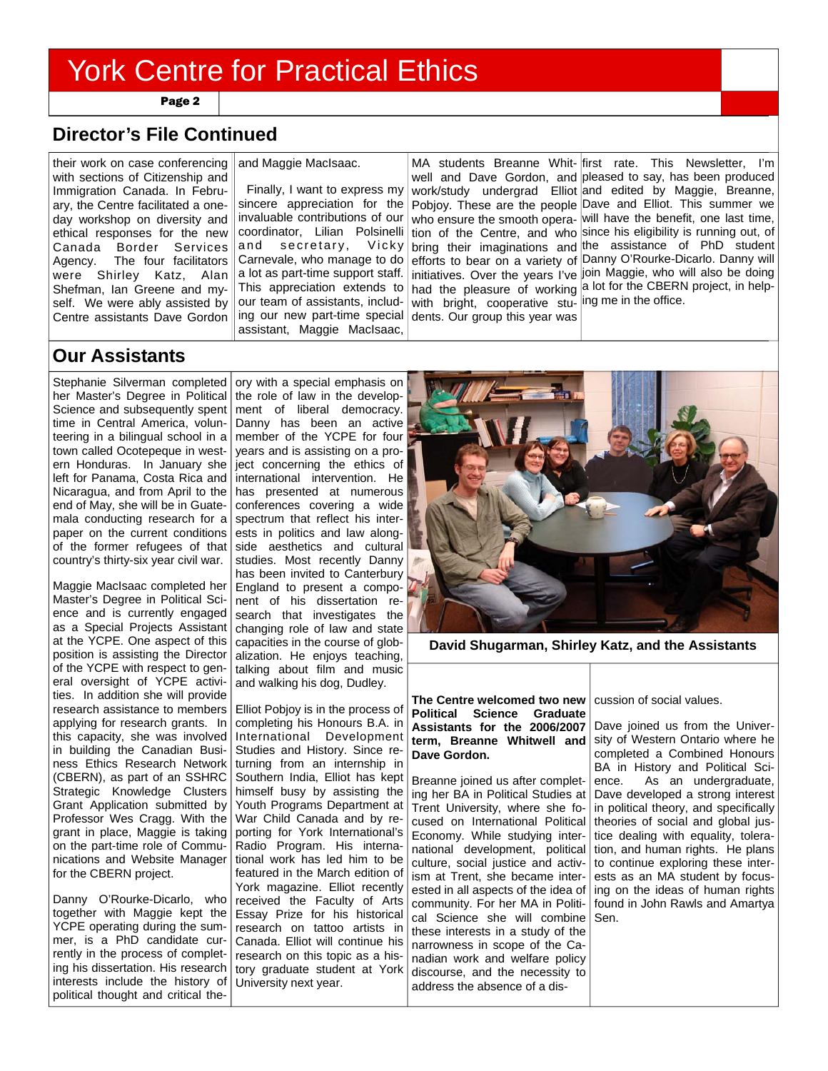## Director's File Continued

their work on case conferencing with sections of Citizenship and Immigration Canada. In February, the Centre facilitated a one-day workshop on diversity and ethical responses for the new Canada Border Services Agency. The four facilitators were Shirley Katz, Alan Shefman, Ian Greene and myself. We were ably assisted by Centre assistants Dave Gordon and Maggie MacIsaac.

Finally, I want to express my sincere appreciation for the invaluable contributions of our coordinator, Lilian Polsinelli and secretary, Vicky Carnevale, who manage to do a lot as part-time support staff. This appreciation extends to our team of assistants, including our new part-time special assistant, Maggie MacIsaac, MA students Breanne Whitwell and Dave Gordon, and work/study undergrad Elliot Pobjoy. These are the people who ensure the smooth operation of the Centre, and who bring their imaginations and efforts to bear on a variety of initiatives. Over the years I've had the pleasure of working with bright, cooperative students. Our group this year was first rate. This Newsletter, I'm pleased to say, has been produced and edited by Maggie, Breanne, Dave and Elliot. This summer we will have the benefit, one last time, since his eligibility is running out, of the assistance of PhD student Danny O'Rourke-Dicarlo. Danny will join Maggie, who will also be doing a lot for the CBERN project, in helping me in the office.

## Our Assistants

Stephanie Silverman completed her Master's Degree in Political Science and subsequently spent time in Central America, volunteering in a bilingual school in a town called Ocotepeque in western Honduras. In January she left for Panama, Costa Rica and Nicaragua, and from April to the end of May, she will be in Guatemala conducting research for a paper on the current conditions of the former refugees of that country's thirty-six year civil war.

Maggie MacIsaac completed her Master's Degree in Political Science and is currently engaged as a Special Projects Assistant at the YCPE. One aspect of this position is assisting the Director of the YCPE with respect to general oversight of YCPE activities. In addition she will provide research assistance to members applying for research grants. In this capacity, she was involved in building the Canadian Business Ethics Research Network (CBERN), as part of an SSHRC Strategic Knowledge Clusters Grant Application submitted by Professor Wes Cragg. With the grant in place, Maggie is taking on the part-time role of Communications and Website Manager for the CBERN project.

Danny O'Rourke-Dicarlo, who together with Maggie kept the YCPE operating during the summer, is a PhD candidate currently in the process of completing his dissertation. His research interests include the history of political thought and critical theory with a special emphasis on the role of law in the development of liberal democracy. Danny has been an active member of the YCPE for four years and is assisting on a project concerning the ethics of international intervention. He has presented at numerous conferences covering a wide spectrum that reflect his interests in politics and law alongside aesthetics and cultural studies. Most recently Danny has been invited to Canterbury England to present a component of his dissertation research that investigates the changing role of law and state capacities in the course of globalization. He enjoys teaching, talking about film and music and walking his dog, Dudley.

Elliot Pobjoy is in the process of completing his Honours B.A. in International Development Studies and History. Since returning from an internship in Southern India, Elliot has kept himself busy by assisting the Youth Programs Department at War Child Canada and by reporting for York International's Radio Program. His international work has led him to be featured in the March edition of York magazine. Elliot recently received the Faculty of Arts Essay Prize for his historical research on tattoo artists in Canada. Elliot will continue his research on this topic as a history graduate student at York University next year.

**David Shugarman, Shirley Katz, and the Assistants**

**The Centre welcomed two new Political Science Graduate Assistants for the 2006/2007 term, Breanne Whitwell and Dave Gordon.**

Breanne joined us after completing her BA in Political Studies at Trent University, where she focused on International Political Economy. While studying international development, political culture, social justice and activism at Trent, she became interested in all aspects of the idea of community. For her MA in Political Science she will combine these interests in a study of the narrowness in scope of the Canadian work and welfare policy discourse, and the necessity to address the absence of a discussion of social values.

Dave joined us from the University of Western Ontario where he completed a Combined Honours BA in History and Political Science. As an undergraduate, Dave developed a strong interest in political theory, and specifically theories of social and global justice dealing with equality, toleration, and human rights. He plans to continue exploring these interests as an MA student by focusing on the ideas of human rights found in John Rawls and Amartya Sen.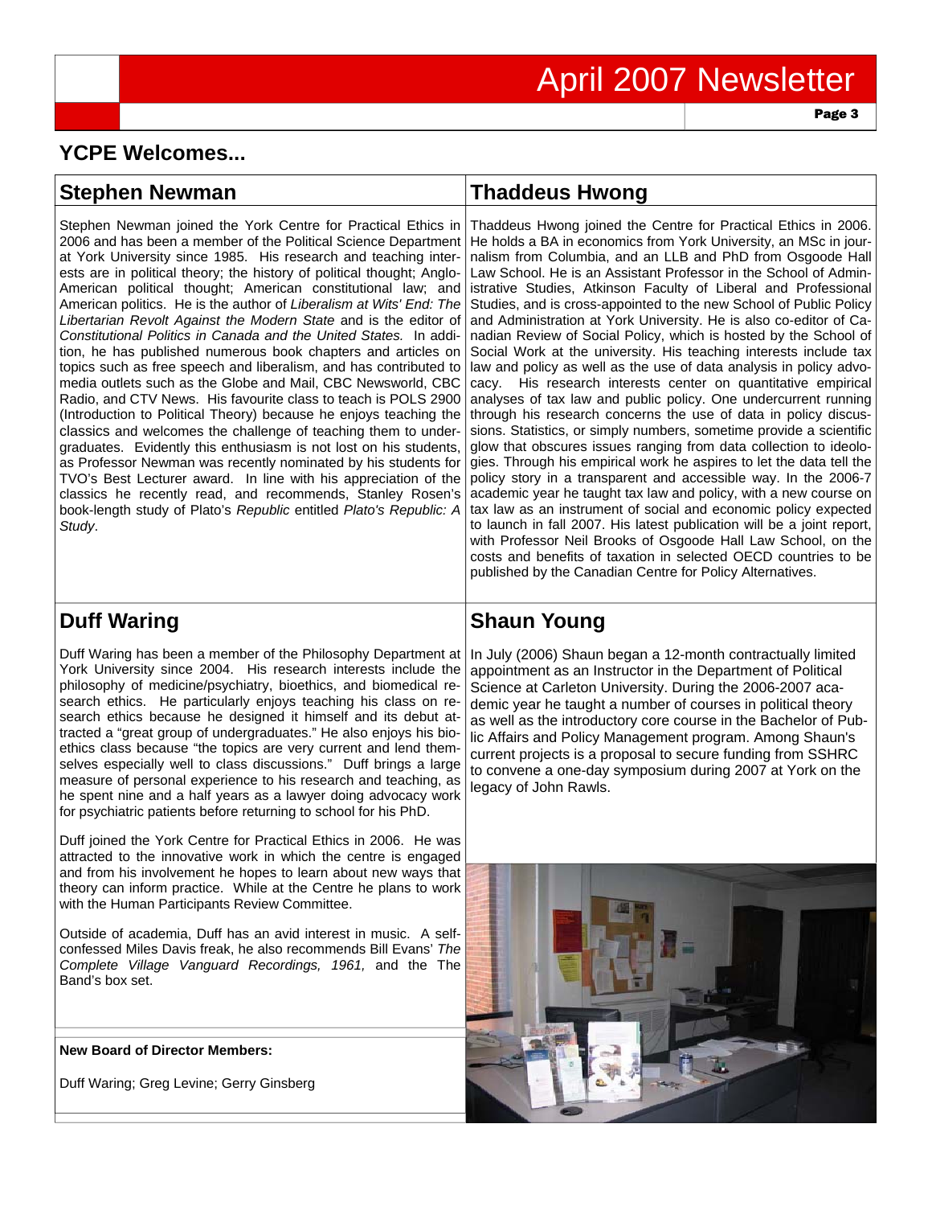## YCPE Welcomes...

### Stephen Newman

Stephen Newman joined the York Centre for Practical Ethics in 2006 and has been a member of the Political Science Department at York University since 1985. His research and teaching interests are in political theory; the history of political thought; Anglo-American political thought; American constitutional law; and American politics. He is the author of *Liberalism at Wits' End: The Libertarian Revolt Against the Modern State* and is the editor of *Constitutional Politics in Canada and the United States.* In addition, he has published numerous book chapters and articles on topics such as free speech and liberalism, and has contributed to media outlets such as the Globe and Mail, CBC Newsworld, CBC Radio, and CTV News. His favourite class to teach is POLS 2900 (Introduction to Political Theory) because he enjoys teaching the classics and welcomes the challenge of teaching them to undergraduates. Evidently this enthusiasm is not lost on his students, as Professor Newman was recently nominated by his students for TVO's Best Lecturer award. In line with his appreciation of the classics he recently read, and recommends, Stanley Rosen's book-length study of Plato's *Republic* entitled *Plato's Republic: A Study*.

### Thaddeus Hwong

Thaddeus Hwong joined the Centre for Practical Ethics in 2006. He holds a BA in economics from York University, an MSc in journalism from Columbia, and an LLB and PhD from Osgoode Hall Law School. He is an Assistant Professor in the School of Administrative Studies, Atkinson Faculty of Liberal and Professional Studies, and is cross-appointed to the new School of Public Policy and Administration at York University. He is also co-editor of Canadian Review of Social Policy, which is hosted by the School of Social Work at the university. His teaching interests include tax law and policy as well as the use of data analysis in policy advocacy. His research interests center on quantitative empirical analyses of tax law and public policy. One undercurrent running through his research concerns the use of data in policy discussions. Statistics, or simply numbers, sometime provide a scientific glow that obscures issues ranging from data collection to ideologies. Through his empirical work he aspires to let the data tell the policy story in a transparent and accessible way. In the 2006-7 academic year he taught tax law and policy, with a new course on tax law as an instrument of social and economic policy expected to launch in fall 2007. His latest publication will be a joint report, with Professor Neil Brooks of Osgoode Hall Law School, on the costs and benefits of taxation in selected OECD countries to be published by the Canadian Centre for Policy Alternatives.

### Duff Waring

Duff Waring has been a member of the Philosophy Department at York University since 2004. His research interests include the philosophy of medicine/psychiatry, bioethics, and biomedical research ethics. He particularly enjoys teaching his class on research ethics because he designed it himself and its debut attracted a "great group of undergraduates." He also enjoys his bioethics class because "the topics are very current and lend themselves especially well to class discussions." Duff brings a large measure of personal experience to his research and teaching, as he spent nine and a half years as a lawyer doing advocacy work for psychiatric patients before returning to school for his PhD.

Duff joined the York Centre for Practical Ethics in 2006. He was attracted to the innovative work in which the centre is engaged and from his involvement he hopes to learn about new ways that theory can inform practice. While at the Centre he plans to work with the Human Participants Review Committee.

Outside of academia, Duff has an avid interest in music. A self-confessed Miles Davis freak, he also recommends Bill Evans' *The Complete Village Vanguard Recordings, 1961,* and the The Band's box set.

### Shaun Young

In July (2006) Shaun began a 12-month contractually limited appointment as an Instructor in the Department of Political Science at Carleton University. During the 2006-2007 academic year he taught a number of courses in political theory as well as the introductory core course in the Bachelor of Public Affairs and Policy Management program. Among Shaun's current projects is a proposal to secure funding from SSHRC to convene a one-day symposium during 2007 at York on the legacy of John Rawls.

**New Board of Director Members:**

Duff Waring; Greg Levine; Gerry Ginsberg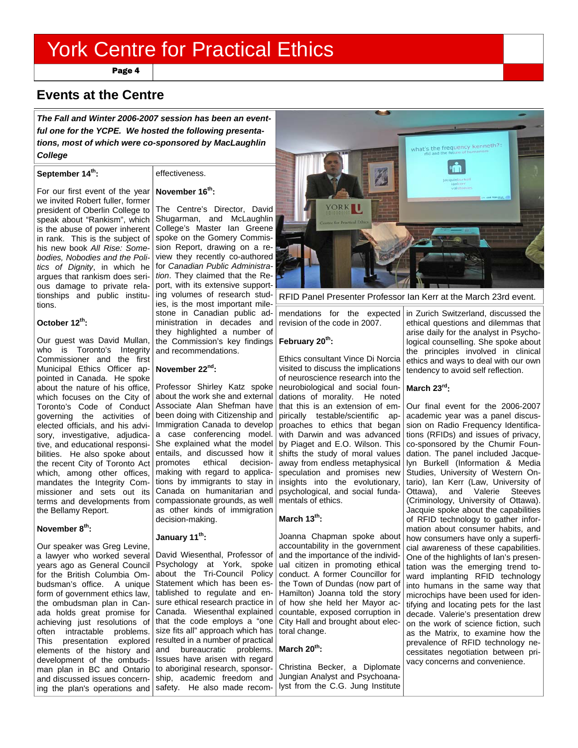## Events at the Centre

***The Fall and Winter 2006-2007 session has been an eventful one for the YCPE. We hosted the following presentations, most of which were co-sponsored by MacLaughlin College***

**September 14th:**

For our first event of the year we invited Robert fuller, former president of Oberlin College to speak about "Rankism", which is the abuse of power inherent in rank. This is the subject of his new book *All Rise: Somebodies, Nobodies and the Politics of Dignity*, in which he argues that rankism does serious damage to private relationships and public institutions.

**October 12th:**

Our guest was David Mullan, who is Toronto's Integrity Commissioner and the first Municipal Ethics Officer appointed in Canada. He spoke about the nature of his office, which focuses on the City of Toronto's Code of Conduct governing the activities of elected officials, and his advisory, investigative, adjudicative, and educational responsibilities. He also spoke about the recent City of Toronto Act which, among other offices, mandates the Integrity Commissioner and sets out its terms and developments from the Bellamy Report.

**November 8th:**

Our speaker was Greg Levine, a lawyer who worked several years ago as General Council for the British Columbia Ombudsman's office. A unique form of government ethics law, the ombudsman plan in Canada holds great promise for achieving just resolutions of often intractable problems. This presentation explored elements of the history and development of the ombudsman plan in BC and Ontario and discussed issues concerning the plan's operations and effectiveness.

**November 16th:**

The Centre's Director, David Shugarman, and McLaughlin College's Master Ian Greene spoke on the Gomery Commission Report, drawing on a review they recently co-authored for *Canadian Public Administration*. They claimed that the Report, with its extensive supporting volumes of research studies, is the most important milestone in Canadian public administration in decades and they highlighted a number of the Commission's key findings and recommendations.

**November 22nd:**

Professor Shirley Katz spoke about the work she and external Associate Alan Shefman have been doing with Citizenship and Immigration Canada to develop a case conferencing model. She explained what the model entails, and discussed how it promotes ethical decision-making with regard to applications by immigrants to stay in Canada on humanitarian and compassionate grounds, as well as other kinds of immigration decision-making.

**January 11th:**

David Wiesenthal, Professor of Psychology at York, spoke about the Tri-Council Policy Statement which has been established to regulate and ensure ethical research practice in Canada. Wiesenthal explained that the code employs a "one size fits all" approach which has resulted in a number of practical and bureaucratic problems. Issues have arisen with regard to aboriginal research, sponsorship, academic freedom and safety. He also made recommendations for the expected revision of the code in 2007.

RFID Panel Presenter Professor Ian Kerr at the March 23rd event.

**February 20th:**

Ethics consultant Vince Di Norcia visited to discuss the implications of neuroscience research into the neurobiological and social foundations of morality. He noted that this is an extension of empirically testable/scientific approaches to ethics that began with Darwin and was advanced by Piaget and E.O. Wilson. This shifts the study of moral values away from endless metaphysical speculation and promises new insights into the evolutionary, psychological, and social fundamentals of ethics.

**March 13th:**

Joanna Chapman spoke about accountability in the government and the importance of the individual citizen in promoting ethical conduct. A former Councillor for the Town of Dundas (now part of Hamilton) Joanna told the story of how she held her Mayor accountable, exposed corruption in City Hall and brought about electoral change.

**March 20th:**

Christina Becker, a Diplomate Jungian Analyst and Psychoanalyst from the C.G. Jung Institute in Zurich Switzerland, discussed the ethical questions and dilemmas that arise daily for the analyst in Psychological counselling. She spoke about the principles involved in clinical ethics and ways to deal with our own tendency to avoid self reflection.

**March 23rd:**

Our final event for the 2006-2007 academic year was a panel discussion on Radio Frequency Identifications (RFIDs) and issues of privacy, co-sponsored by the Chumir Foundation. The panel included Jacquelyn Burkell (Information & Media Studies, University of Western Ontario), Ian Kerr (Law, University of Ottawa), and Valerie Steeves (Criminology, University of Ottawa). Jacquie spoke about the capabilities of RFID technology to gather information about consumer habits, and how consumers have only a superficial awareness of these capabilities. One of the highlights of Ian's presentation was the emerging trend toward implanting RFID technology into humans in the same way that microchips have been used for identifying and locating pets for the last decade. Valerie's presentation drew on the work of science fiction, such as the Matrix, to examine how the prevalence of RFID technology necessitates negotiation between privacy concerns and convenience.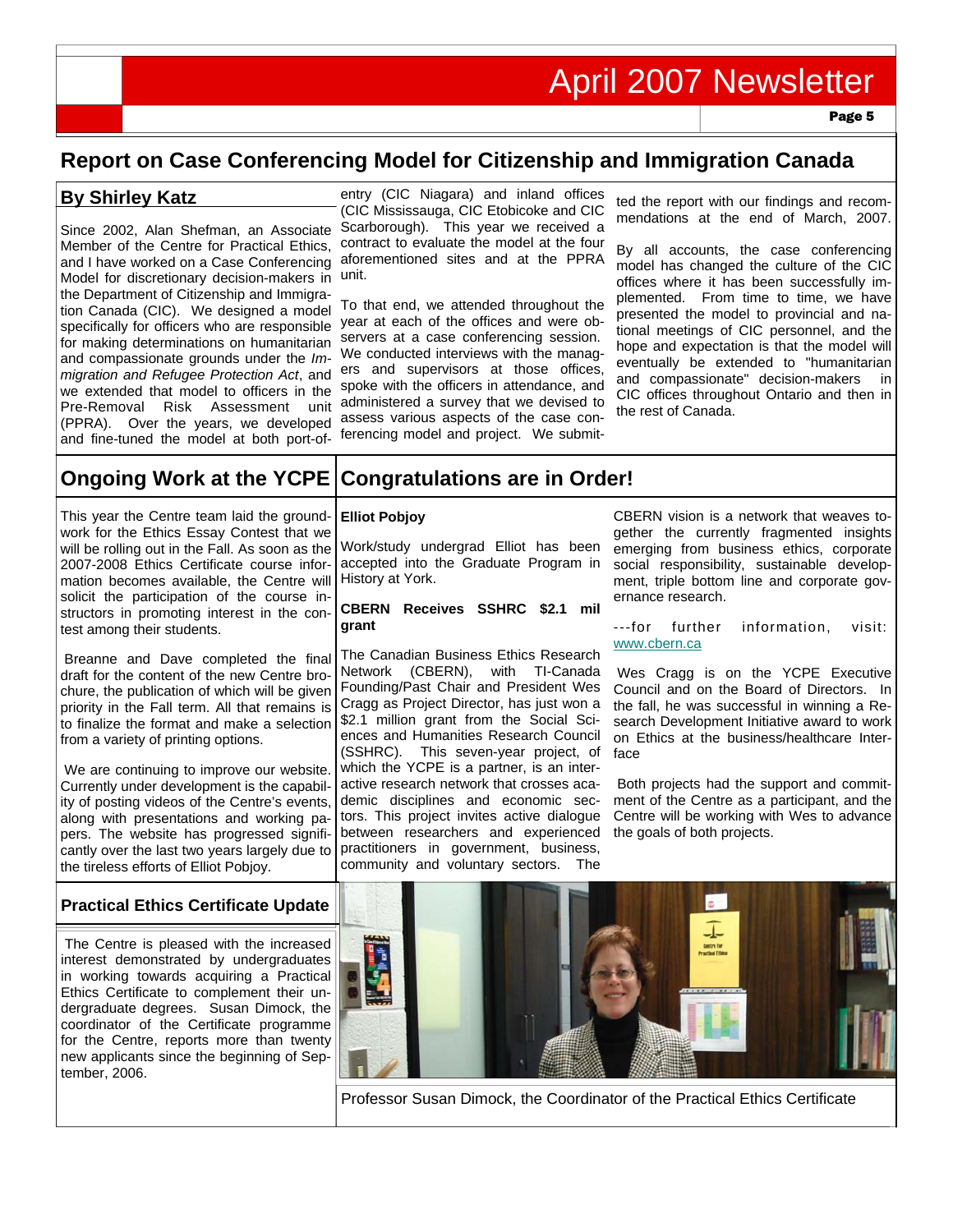## Report on Case Conferencing Model for Citizenship and Immigration Canada

### By Shirley Katz

Since 2002, Alan Shefman, an Associate Member of the Centre for Practical Ethics, and I have worked on a Case Conferencing Model for discretionary decision-makers in the Department of Citizenship and Immigration Canada (CIC). We designed a model specifically for officers who are responsible for making determinations on humanitarian and compassionate grounds under the *Immigration and Refugee Protection Act*, and we extended that model to officers in the Pre-Removal Risk Assessment unit (PPRA). Over the years, we developed and fine-tuned the model at both port-of-entry (CIC Niagara) and inland offices (CIC Mississauga, CIC Etobicoke and CIC Scarborough). This year we received a contract to evaluate the model at the four aforementioned sites and at the PPRA unit.

To that end, we attended throughout the year at each of the offices and were observers at a case conferencing session. We conducted interviews with the managers and supervisors at those offices, spoke with the officers in attendance, and administered a survey that we devised to assess various aspects of the case conferencing model and project. We submitted the report with our findings and recommendations at the end of March, 2007.

By all accounts, the case conferencing model has changed the culture of the CIC offices where it has been successfully implemented. From time to time, we have presented the model to provincial and national meetings of CIC personnel, and the hope and expectation is that the model will eventually be extended to "humanitarian and compassionate" decision-makers in CIC offices throughout Ontario and then in the rest of Canada.

## Ongoing Work at the YCPE

This year the Centre team laid the groundwork for the Ethics Essay Contest that we will be rolling out in the Fall. As soon as the 2007-2008 Ethics Certificate course information becomes available, the Centre will solicit the participation of the course instructors in promoting interest in the contest among their students.

Breanne and Dave completed the final draft for the content of the new Centre brochure, the publication of which will be given priority in the Fall term. All that remains is to finalize the format and make a selection from a variety of printing options.

We are continuing to improve our website. Currently under development is the capability of posting videos of the Centre's events, along with presentations and working papers. The website has progressed significantly over the last two years largely due to the tireless efforts of Elliot Pobjoy.

### Practical Ethics Certificate Update

The Centre is pleased with the increased interest demonstrated by undergraduates in working towards acquiring a Practical Ethics Certificate to complement their undergraduate degrees. Susan Dimock, the coordinator of the Certificate programme for the Centre, reports more than twenty new applicants since the beginning of September, 2006.

## Congratulations are in Order!

**Elliot Pobjoy**

Work/study undergrad Elliot has been accepted into the Graduate Program in History at York.

**CBERN Receives SSHRC $2.1 mil grant**

The Canadian Business Ethics Research Network (CBERN), with TI-Canada Founding/Past Chair and President Wes Cragg as Project Director, has just won a $2.1 million grant from the Social Sciences and Humanities Research Council (SSHRC). This seven-year project, of which the YCPE is a partner, is an interactive research network that crosses academic disciplines and economic sectors. This project invites active dialogue between researchers and experienced practitioners in government, business, community and voluntary sectors. The CBERN vision is a network that weaves together the currently fragmented insights emerging from business ethics, corporate social responsibility, sustainable development, triple bottom line and corporate governance research.

---for further information, visit: www.cbern.ca

Wes Cragg is on the YCPE Executive Council and on the Board of Directors. In the fall, he was successful in winning a Research Development Initiative award to work on Ethics at the business/healthcare Interface

Both projects had the support and commitment of the Centre as a participant, and the Centre will be working with Wes to advance the goals of both projects.

Professor Susan Dimock, the Coordinator of the Practical Ethics Certificate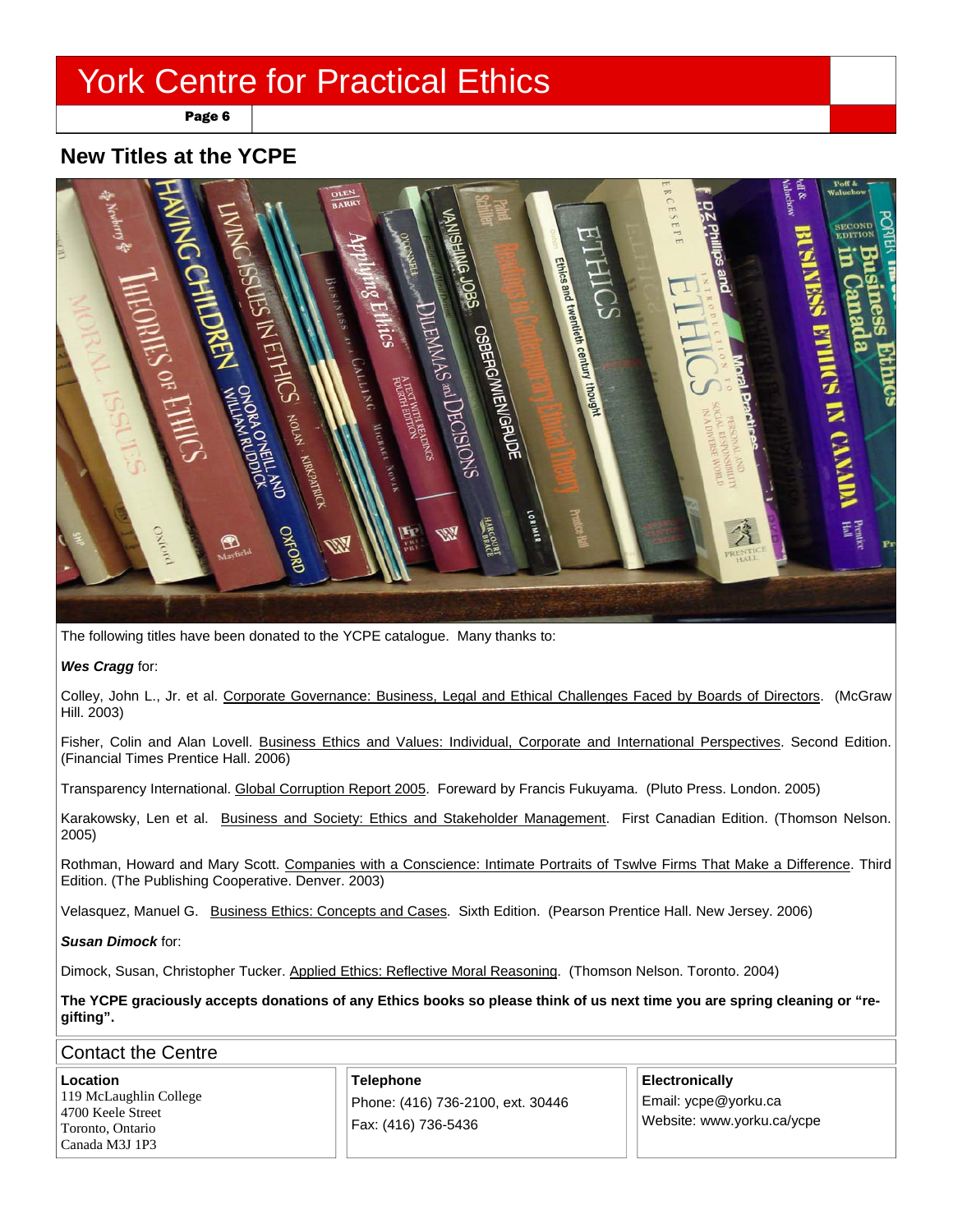## New Titles at the YCPE

The following titles have been donated to the YCPE catalogue. Many thanks to:

***Wes Cragg*** for:

Colley, John L., Jr. et al. Corporate Governance: Business, Legal and Ethical Challenges Faced by Boards of Directors. (McGraw Hill. 2003)

Fisher, Colin and Alan Lovell. Business Ethics and Values: Individual, Corporate and International Perspectives. Second Edition. (Financial Times Prentice Hall. 2006)

Transparency International. Global Corruption Report 2005. Foreward by Francis Fukuyama. (Pluto Press. London. 2005)

Karakowsky, Len et al. Business and Society: Ethics and Stakeholder Management. First Canadian Edition. (Thomson Nelson. 2005)

Rothman, Howard and Mary Scott. Companies with a Conscience: Intimate Portraits of Tswlve Firms That Make a Difference. Third Edition. (The Publishing Cooperative. Denver. 2003)

Velasquez, Manuel G. Business Ethics: Concepts and Cases. Sixth Edition. (Pearson Prentice Hall. New Jersey. 2006)

***Susan Dimock*** for:

Dimock, Susan, Christopher Tucker. Applied Ethics: Reflective Moral Reasoning. (Thomson Nelson. Toronto. 2004)

**The YCPE graciously accepts donations of any Ethics books so please think of us next time you are spring cleaning or "re-gifting".**

## Contact the Centre

**Location**
119 McLaughlin College
4700 Keele Street
Toronto, Ontario
Canada M3J 1P3

**Telephone**
Phone: (416) 736-2100, ext. 30446
Fax: (416) 736-5436

**Electronically**
Email: ycpe@yorku.ca
Website: www.yorku.ca/ycpe